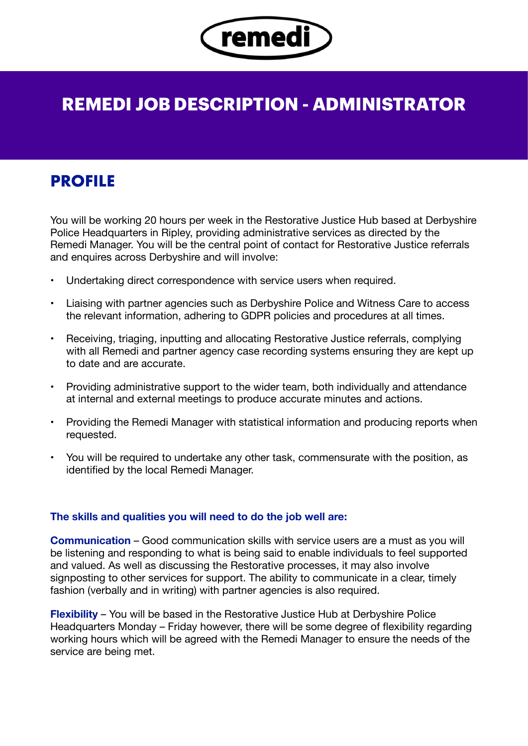remedi

# REMEDI JOB DESCRIPTION - ADMINISTRATOR

## PROFILE

You will be working 20 hours per week in the Restorative Justice Hub based at Derbyshire Police Headquarters in Ripley, providing administrative services as directed by the Remedi Manager. You will be the central point of contact for Restorative Justice referrals and enquires across Derbyshire and will involve:

- Undertaking direct correspondence with service users when required.
- Liaising with partner agencies such as Derbyshire Police and Witness Care to access the relevant information, adhering to GDPR policies and procedures at all times.
- Receiving, triaging, inputting and allocating Restorative Justice referrals, complying with all Remedi and partner agency case recording systems ensuring they are kept up to date and are accurate.
- Providing administrative support to the wider team, both individually and attendance at internal and external meetings to produce accurate minutes and actions.
- Providing the Remedi Manager with statistical information and producing reports when requested.
- You will be required to undertake any other task, commensurate with the position, as identified by the local Remedi Manager.

### The skills and qualities you will need to do the job well are:

**Communication** – Good communication skills with service users are a must as you will be listening and responding to what is being said to enable individuals to feel supported and valued. As well as discussing the Restorative processes, it may also involve signposting to other services for support. The ability to communicate in a clear, timely fashion (verbally and in writing) with partner agencies is also required.

**Flexibility** – You will be based in the Restorative Justice Hub at Derbyshire Police Headquarters Monday – Friday however, there will be some degree of flexibility regarding working hours which will be agreed with the Remedi Manager to ensure the needs of the service are being met.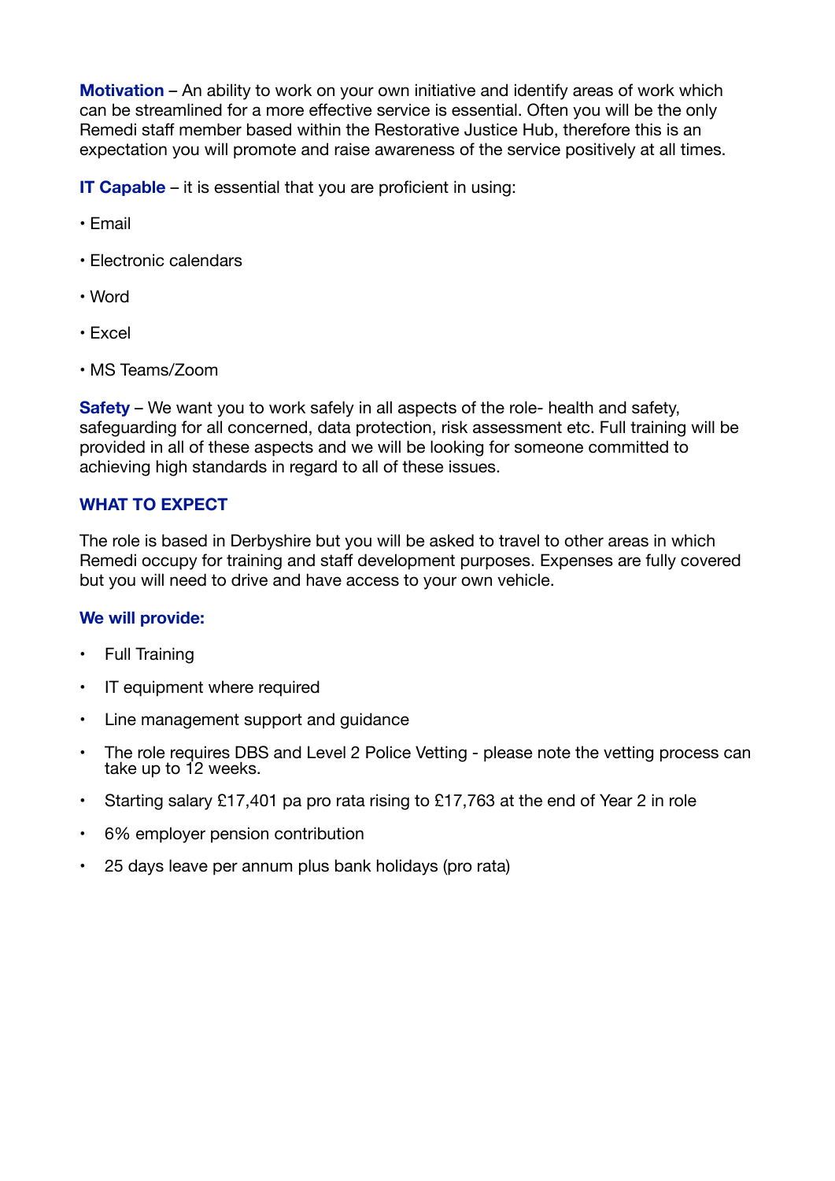**Motivation** – An ability to work on your own initiative and identify areas of work which can be streamlined for a more effective service is essential. Often you will be the only Remedi staff member based within the Restorative Justice Hub, therefore this is an expectation you will promote and raise awareness of the service positively at all times.

**IT Capable** – it is essential that you are proficient in using:

- Email
- Electronic calendars
- Word
- Excel
- MS Teams/Zoom

**Safety** – We want you to work safely in all aspects of the role- health and safety, safeguarding for all concerned, data protection, risk assessment etc. Full training will be provided in all of these aspects and we will be looking for someone committed to achieving high standards in regard to all of these issues.

## WHAT TO EXPECT

The role is based in Derbyshire but you will be asked to travel to other areas in which Remedi occupy for training and staff development purposes. Expenses are fully covered but you will need to drive and have access to your own vehicle.

### We will provide:

- Full Training
- IT equipment where required
- Line management support and guidance
- The role requires DBS and Level 2 Police Vetting - please note the vetting process can take up to 12 weeks.
- Starting salary £17,401 pa pro rata rising to £17,763 at the end of Year 2 in role
- 6% employer pension contribution
- 25 days leave per annum plus bank holidays (pro rata)